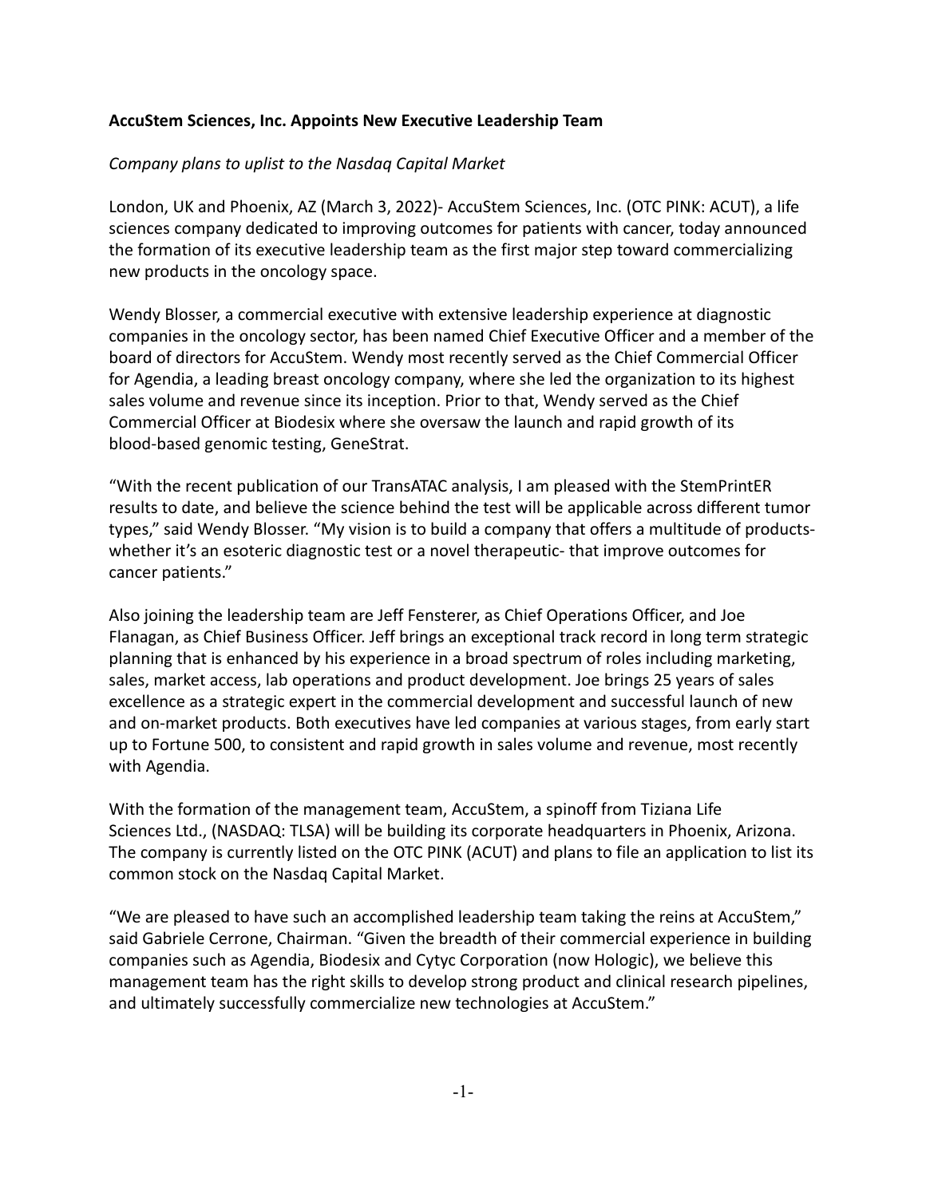**AccuStem Sciences, Inc. Appoints New Executive Leadership Team**

*Company plans to uplist to the Nasdaq Capital Market*

London, UK and Phoenix, AZ (March 3, 2022)- AccuStem Sciences, Inc. (OTC PINK: ACUT), a life sciences company dedicated to improving outcomes for patients with cancer, today announced the formation of its executive leadership team as the first major step toward commercializing new products in the oncology space.

Wendy Blosser, a commercial executive with extensive leadership experience at diagnostic companies in the oncology sector, has been named Chief Executive Officer and a member of the board of directors for AccuStem. Wendy most recently served as the Chief Commercial Officer for Agendia, a leading breast oncology company, where she led the organization to its highest sales volume and revenue since its inception. Prior to that, Wendy served as the Chief Commercial Officer at Biodesix where she oversaw the launch and rapid growth of its blood-based genomic testing, GeneStrat.

"With the recent publication of our TransATAC analysis, I am pleased with the StemPrintER results to date, and believe the science behind the test will be applicable across different tumor types," said Wendy Blosser. "My vision is to build a company that offers a multitude of products- whether it's an esoteric diagnostic test or a novel therapeutic- that improve outcomes for cancer patients."

Also joining the leadership team are Jeff Fensterer, as Chief Operations Officer, and Joe Flanagan, as Chief Business Officer. Jeff brings an exceptional track record in long term strategic planning that is enhanced by his experience in a broad spectrum of roles including marketing, sales, market access, lab operations and product development. Joe brings 25 years of sales excellence as a strategic expert in the commercial development and successful launch of new and on-market products. Both executives have led companies at various stages, from early start up to Fortune 500, to consistent and rapid growth in sales volume and revenue, most recently with Agendia.

With the formation of the management team, AccuStem, a spinoff from Tiziana Life Sciences Ltd., (NASDAQ: TLSA) will be building its corporate headquarters in Phoenix, Arizona. The company is currently listed on the OTC PINK (ACUT) and plans to file an application to list its common stock on the Nasdaq Capital Market.

"We are pleased to have such an accomplished leadership team taking the reins at AccuStem," said Gabriele Cerrone, Chairman. "Given the breadth of their commercial experience in building companies such as Agendia, Biodesix and Cytyc Corporation (now Hologic), we believe this management team has the right skills to develop strong product and clinical research pipelines, and ultimately successfully commercialize new technologies at AccuStem."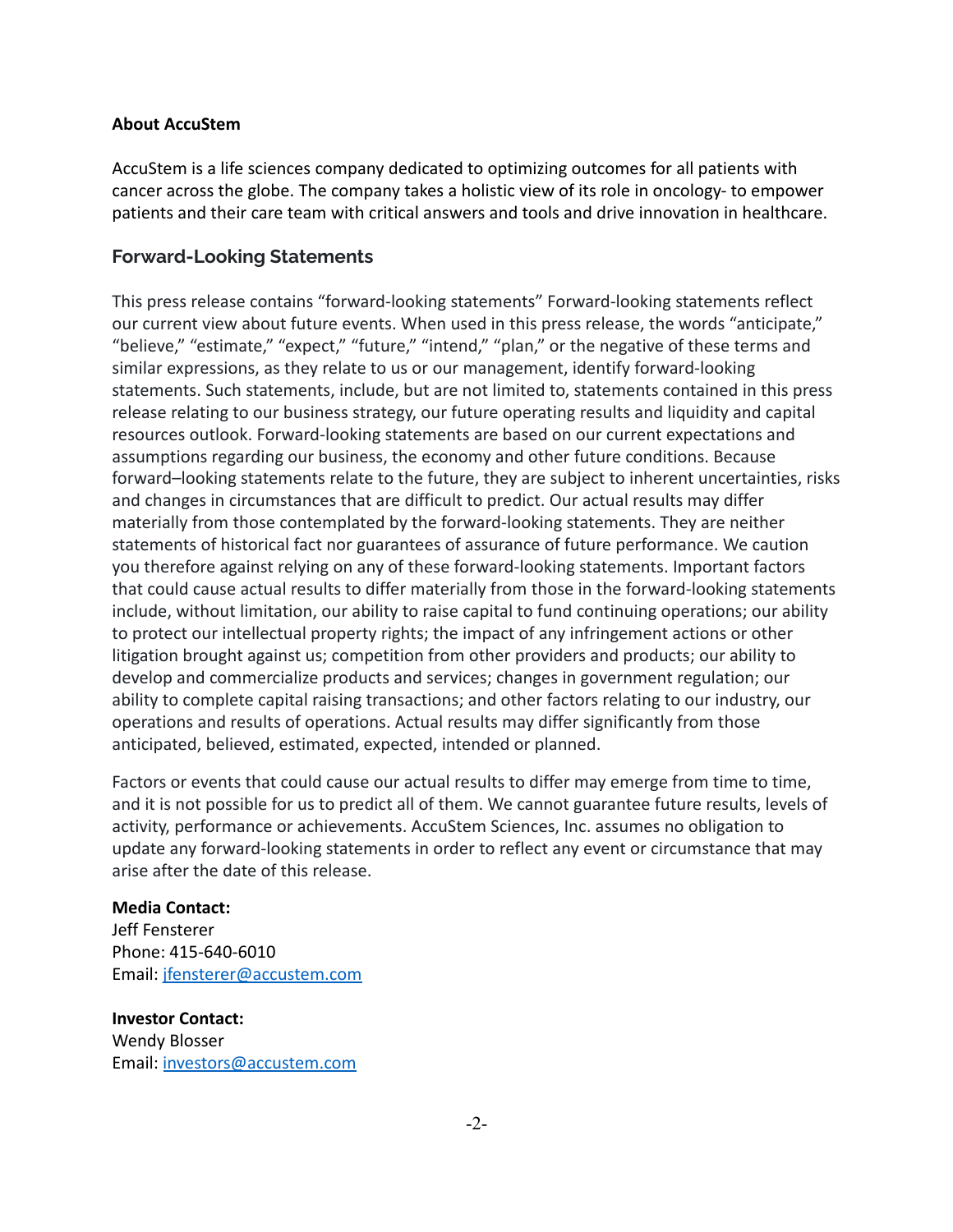**About AccuStem**

AccuStem is a life sciences company dedicated to optimizing outcomes for all patients with cancer across the globe. The company takes a holistic view of its role in oncology- to empower patients and their care team with critical answers and tools and drive innovation in healthcare.

## Forward-Looking Statements

This press release contains "forward-looking statements" Forward-looking statements reflect our current view about future events. When used in this press release, the words "anticipate," "believe," "estimate," "expect," "future," "intend," "plan," or the negative of these terms and similar expressions, as they relate to us or our management, identify forward-looking statements. Such statements, include, but are not limited to, statements contained in this press release relating to our business strategy, our future operating results and liquidity and capital resources outlook. Forward-looking statements are based on our current expectations and assumptions regarding our business, the economy and other future conditions. Because forward–looking statements relate to the future, they are subject to inherent uncertainties, risks and changes in circumstances that are difficult to predict. Our actual results may differ materially from those contemplated by the forward-looking statements. They are neither statements of historical fact nor guarantees of assurance of future performance. We caution you therefore against relying on any of these forward-looking statements. Important factors that could cause actual results to differ materially from those in the forward-looking statements include, without limitation, our ability to raise capital to fund continuing operations; our ability to protect our intellectual property rights; the impact of any infringement actions or other litigation brought against us; competition from other providers and products; our ability to develop and commercialize products and services; changes in government regulation; our ability to complete capital raising transactions; and other factors relating to our industry, our operations and results of operations. Actual results may differ significantly from those anticipated, believed, estimated, expected, intended or planned.

Factors or events that could cause our actual results to differ may emerge from time to time, and it is not possible for us to predict all of them. We cannot guarantee future results, levels of activity, performance or achievements. AccuStem Sciences, Inc. assumes no obligation to update any forward-looking statements in order to reflect any event or circumstance that may arise after the date of this release.

**Media Contact:**
Jeff Fensterer
Phone: 415-640-6010
Email: jfensterer@accustem.com

**Investor Contact:**
Wendy Blosser
Email: investors@accustem.com